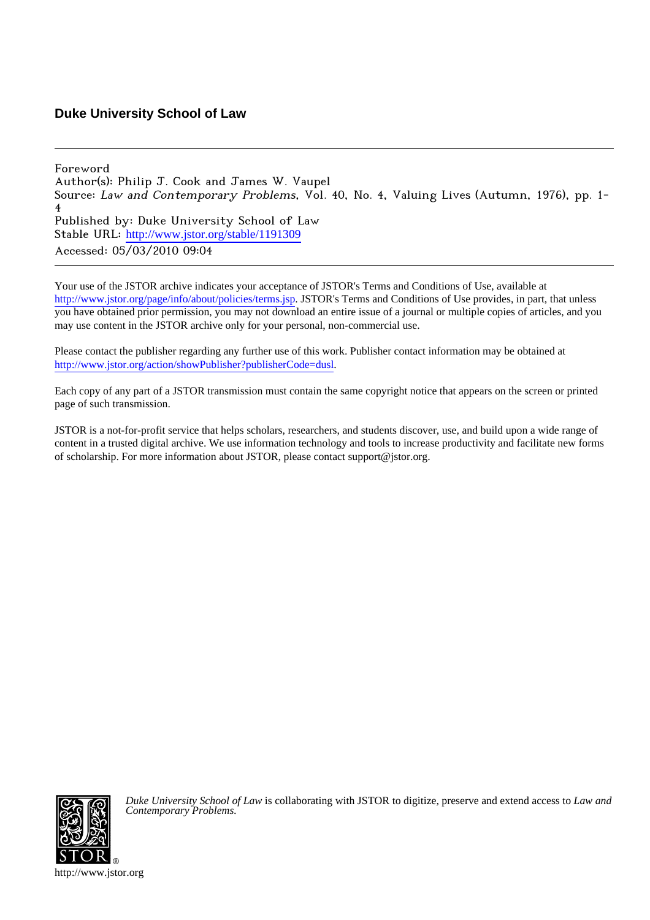## Duke University School of Law

---

Foreword
Author(s): Philip J. Cook and James W. Vaupel
Source: *Law and Contemporary Problems*, Vol. 40, No. 4, Valuing Lives (Autumn, 1976), pp. 1-4
Published by: Duke University School of Law
Stable URL: http://www.jstor.org/stable/1191309
Accessed: 05/03/2010 09:04

---

Your use of the JSTOR archive indicates your acceptance of JSTOR's Terms and Conditions of Use, available at http://www.jstor.org/page/info/about/policies/terms.jsp. JSTOR's Terms and Conditions of Use provides, in part, that unless you have obtained prior permission, you may not download an entire issue of a journal or multiple copies of articles, and you may use content in the JSTOR archive only for your personal, non-commercial use.

Please contact the publisher regarding any further use of this work. Publisher contact information may be obtained at http://www.jstor.org/action/showPublisher?publisherCode=dusl.

Each copy of any part of a JSTOR transmission must contain the same copyright notice that appears on the screen or printed page of such transmission.

JSTOR is a not-for-profit service that helps scholars, researchers, and students discover, use, and build upon a wide range of content in a trusted digital archive. We use information technology and tools to increase productivity and facilitate new forms of scholarship. For more information about JSTOR, please contact support@jstor.org.

*Duke University School of Law* is collaborating with JSTOR to digitize, preserve and extend access to *Law and Contemporary Problems.*

http://www.jstor.org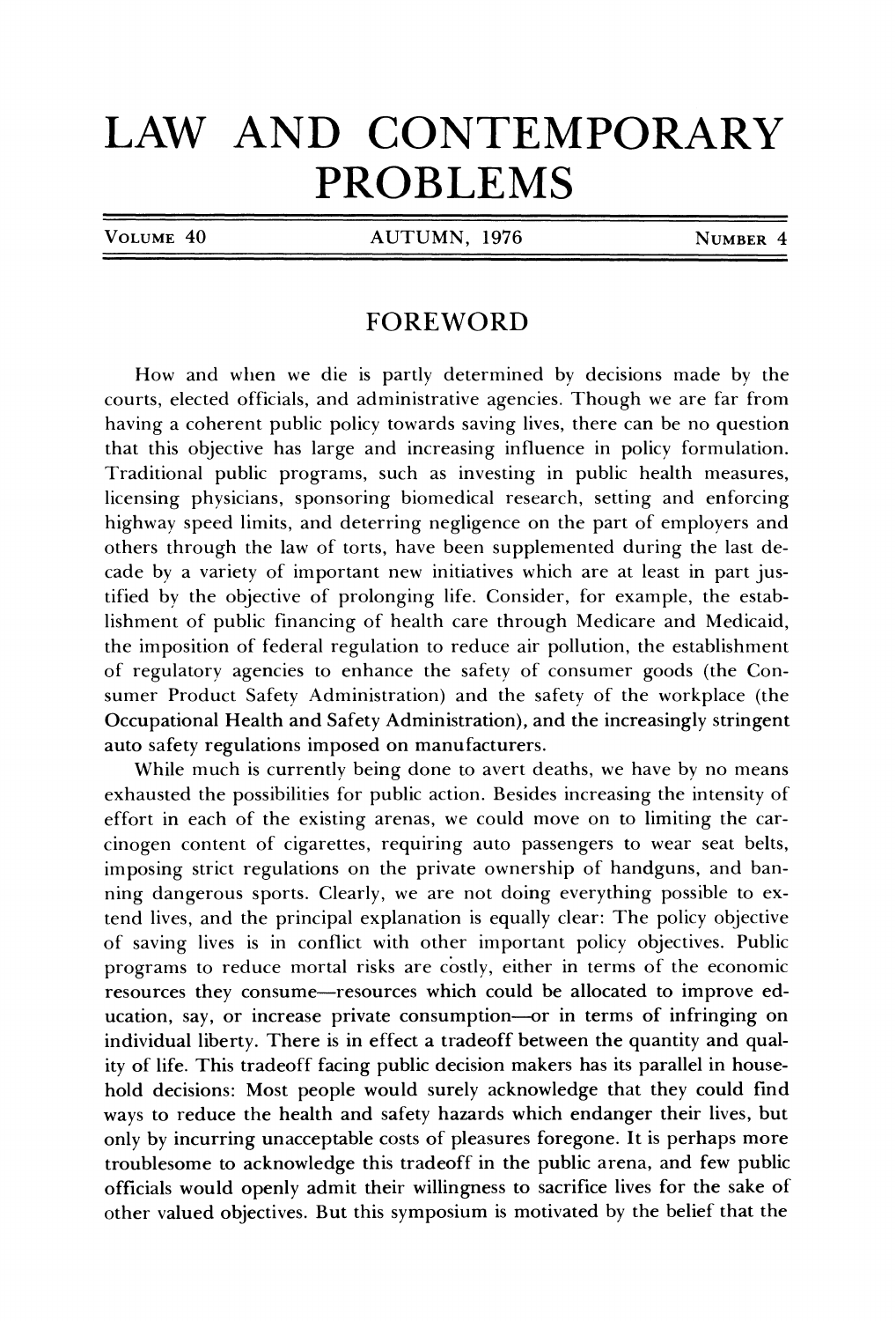# LAW AND CONTEMPORARY PROBLEMS

VOLUME 40 AUTUMN, 1976 NUMBER 4

## FOREWORD

How and when we die is partly determined by decisions made by the courts, elected officials, and administrative agencies. Though we are far from having a coherent public policy towards saving lives, there can be no question that this objective has large and increasing influence in policy formulation. Traditional public programs, such as investing in public health measures, licensing physicians, sponsoring biomedical research, setting and enforcing highway speed limits, and deterring negligence on the part of employers and others through the law of torts, have been supplemented during the last decade by a variety of important new initiatives which are at least in part justified by the objective of prolonging life. Consider, for example, the establishment of public financing of health care through Medicare and Medicaid, the imposition of federal regulation to reduce air pollution, the establishment of regulatory agencies to enhance the safety of consumer goods (the Consumer Product Safety Administration) and the safety of the workplace (the Occupational Health and Safety Administration), and the increasingly stringent auto safety regulations imposed on manufacturers.

While much is currently being done to avert deaths, we have by no means exhausted the possibilities for public action. Besides increasing the intensity of effort in each of the existing arenas, we could move on to limiting the carcinogen content of cigarettes, requiring auto passengers to wear seat belts, imposing strict regulations on the private ownership of handguns, and banning dangerous sports. Clearly, we are not doing everything possible to extend lives, and the principal explanation is equally clear: The policy objective of saving lives is in conflict with other important policy objectives. Public programs to reduce mortal risks are costly, either in terms of the economic resources they consume—resources which could be allocated to improve education, say, or increase private consumption—or in terms of infringing on individual liberty. There is in effect a tradeoff between the quantity and quality of life. This tradeoff facing public decision makers has its parallel in household decisions: Most people would surely acknowledge that they could find ways to reduce the health and safety hazards which endanger their lives, but only by incurring unacceptable costs of pleasures foregone. It is perhaps more troublesome to acknowledge this tradeoff in the public arena, and few public officials would openly admit their willingness to sacrifice lives for the sake of other valued objectives. But this symposium is motivated by the belief that the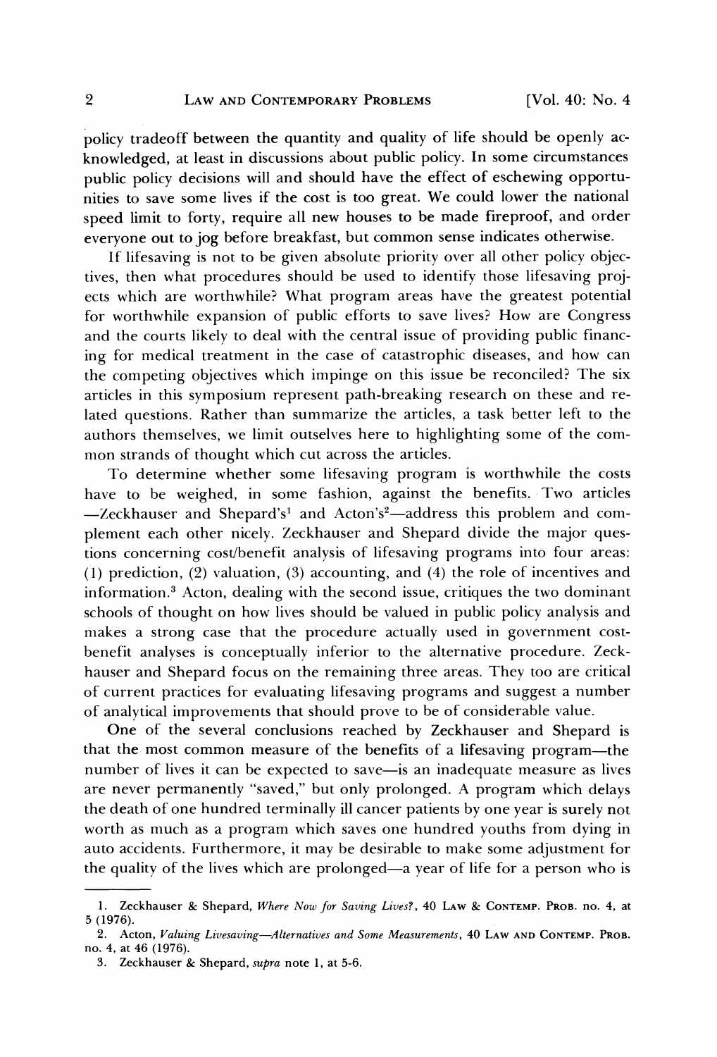policy tradeoff between the quantity and quality of life should be openly acknowledged, at least in discussions about public policy. In some circumstances public policy decisions will and should have the effect of eschewing opportunities to save some lives if the cost is too great. We could lower the national speed limit to forty, require all new houses to be made fireproof, and order everyone out to jog before breakfast, but common sense indicates otherwise.

If lifesaving is not to be given absolute priority over all other policy objectives, then what procedures should be used to identify those lifesaving projects which are worthwhile? What program areas have the greatest potential for worthwhile expansion of public efforts to save lives? How are Congress and the courts likely to deal with the central issue of providing public financing for medical treatment in the case of catastrophic diseases, and how can the competing objectives which impinge on this issue be reconciled? The six articles in this symposium represent path-breaking research on these and related questions. Rather than summarize the articles, a task better left to the authors themselves, we limit outselves here to highlighting some of the common strands of thought which cut across the articles.

To determine whether some lifesaving program is worthwhile the costs have to be weighed, in some fashion, against the benefits. Two articles —Zeckhauser and Shepard's[1] and Acton's[2]—address this problem and complement each other nicely. Zeckhauser and Shepard divide the major questions concerning cost/benefit analysis of lifesaving programs into four areas: (1) prediction, (2) valuation, (3) accounting, and (4) the role of incentives and information.[3] Acton, dealing with the second issue, critiques the two dominant schools of thought on how lives should be valued in public policy analysis and makes a strong case that the procedure actually used in government cost-benefit analyses is conceptually inferior to the alternative procedure. Zeckhauser and Shepard focus on the remaining three areas. They too are critical of current practices for evaluating lifesaving programs and suggest a number of analytical improvements that should prove to be of considerable value.

One of the several conclusions reached by Zeckhauser and Shepard is that the most common measure of the benefits of a lifesaving program—the number of lives it can be expected to save—is an inadequate measure as lives are never permanently "saved," but only prolonged. A program which delays the death of one hundred terminally ill cancer patients by one year is surely not worth as much as a program which saves one hundred youths from dying in auto accidents. Furthermore, it may be desirable to make some adjustment for the quality of the lives which are prolonged—a year of life for a person who is

---

1. Zeckhauser & Shepard, *Where Now for Saving Lives?*, 40 LAW & CONTEMP. PROB. no. 4, at 5 (1976).
2. Acton, *Valuing Livesaving—Alternatives and Some Measurements*, 40 LAW AND CONTEMP. PROB. no. 4, at 46 (1976).
3. Zeckhauser & Shepard, *supra* note 1, at 5-6.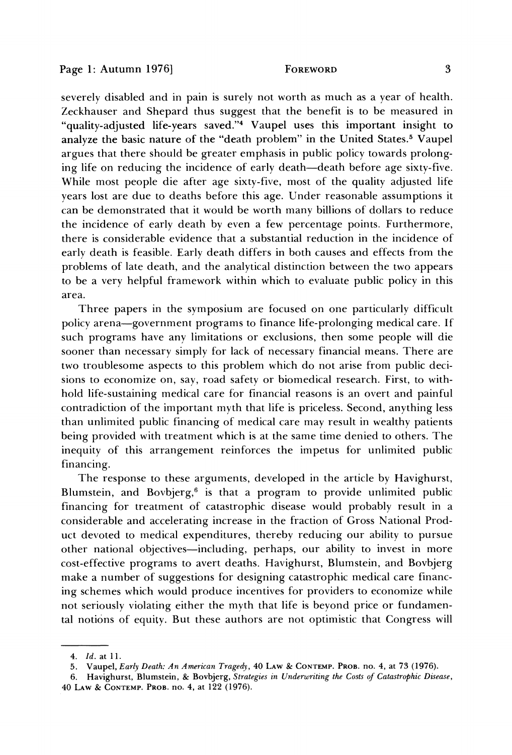severely disabled and in pain is surely not worth as much as a year of health. Zeckhauser and Shepard thus suggest that the benefit is to be measured in "quality-adjusted life-years saved."[4] Vaupel uses this important insight to analyze the basic nature of the "death problem" in the United States.[5] Vaupel argues that there should be greater emphasis in public policy towards prolonging life on reducing the incidence of early death—death before age sixty-five. While most people die after age sixty-five, most of the quality adjusted life years lost are due to deaths before this age. Under reasonable assumptions it can be demonstrated that it would be worth many billions of dollars to reduce the incidence of early death by even a few percentage points. Furthermore, there is considerable evidence that a substantial reduction in the incidence of early death is feasible. Early death differs in both causes and effects from the problems of late death, and the analytical distinction between the two appears to be a very helpful framework within which to evaluate public policy in this area.

Three papers in the symposium are focused on one particularly difficult policy arena—government programs to finance life-prolonging medical care. If such programs have any limitations or exclusions, then some people will die sooner than necessary simply for lack of necessary financial means. There are two troublesome aspects to this problem which do not arise from public decisions to economize on, say, road safety or biomedical research. First, to withhold life-sustaining medical care for financial reasons is an overt and painful contradiction of the important myth that life is priceless. Second, anything less than unlimited public financing of medical care may result in wealthy patients being provided with treatment which is at the same time denied to others. The inequity of this arrangement reinforces the impetus for unlimited public financing.

The response to these arguments, developed in the article by Havighurst, Blumstein, and Bovbjerg,[6] is that a program to provide unlimited public financing for treatment of catastrophic disease would probably result in a considerable and accelerating increase in the fraction of Gross National Product devoted to medical expenditures, thereby reducing our ability to pursue other national objectives—including, perhaps, our ability to invest in more cost-effective programs to avert deaths. Havighurst, Blumstein, and Bovbjerg make a number of suggestions for designing catastrophic medical care financing schemes which would produce incentives for providers to economize while not seriously violating either the myth that life is beyond price or fundamental notions of equity. But these authors are not optimistic that Congress will

---

4. *Id.* at 11.
5. Vaupel, *Early Death: An American Tragedy*, 40 LAW & CONTEMP. PROB. no. 4, at 73 (1976).
6. Havighurst, Blumstein, & Bovbjerg, *Strategies in Underwriting the Costs of Catastrophic Disease*, 40 LAW & CONTEMP. PROB. no. 4, at 122 (1976).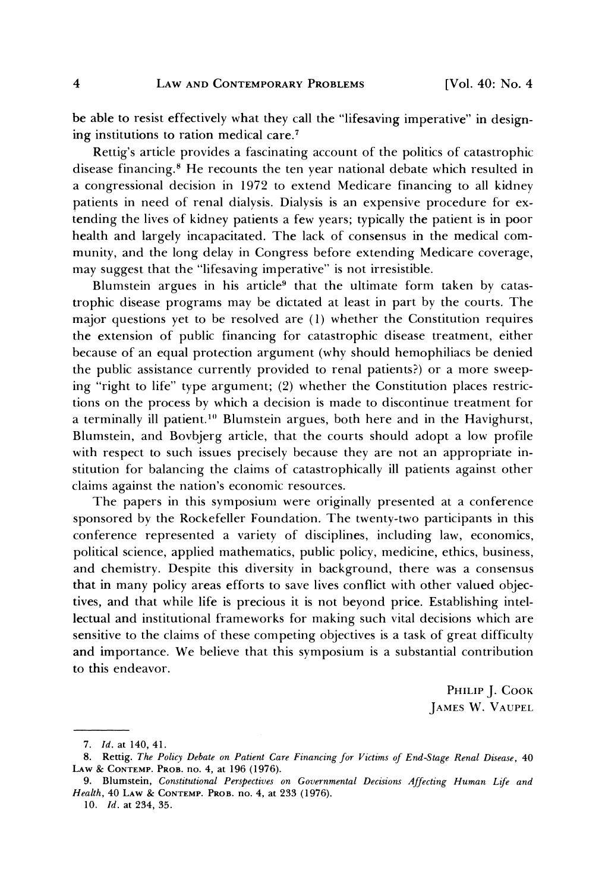be able to resist effectively what they call the "lifesaving imperative" in designing institutions to ration medical care.[7]

Rettig's article provides a fascinating account of the politics of catastrophic disease financing.[8] He recounts the ten year national debate which resulted in a congressional decision in 1972 to extend Medicare financing to all kidney patients in need of renal dialysis. Dialysis is an expensive procedure for extending the lives of kidney patients a few years; typically the patient is in poor health and largely incapacitated. The lack of consensus in the medical community, and the long delay in Congress before extending Medicare coverage, may suggest that the "lifesaving imperative" is not irresistible.

Blumstein argues in his article[9] that the ultimate form taken by catastrophic disease programs may be dictated at least in part by the courts. The major questions yet to be resolved are (1) whether the Constitution requires the extension of public financing for catastrophic disease treatment, either because of an equal protection argument (why should hemophiliacs be denied the public assistance currently provided to renal patients?) or a more sweeping "right to life" type argument; (2) whether the Constitution places restrictions on the process by which a decision is made to discontinue treatment for a terminally ill patient.[10] Blumstein argues, both here and in the Havighurst, Blumstein, and Bovbjerg article, that the courts should adopt a low profile with respect to such issues precisely because they are not an appropriate institution for balancing the claims of catastrophically ill patients against other claims against the nation's economic resources.

The papers in this symposium were originally presented at a conference sponsored by the Rockefeller Foundation. The twenty-two participants in this conference represented a variety of disciplines, including law, economics, political science, applied mathematics, public policy, medicine, ethics, business, and chemistry. Despite this diversity in background, there was a consensus that in many policy areas efforts to save lives conflict with other valued objectives, and that while life is precious it is not beyond price. Establishing intellectual and institutional frameworks for making such vital decisions which are sensitive to the claims of these competing objectives is a task of great difficulty and importance. We believe that this symposium is a substantial contribution to this endeavor.

PHILIP J. COOK
JAMES W. VAUPEL

---

7. *Id.* at 140, 41.

8. Rettig. *The Policy Debate on Patient Care Financing for Victims of End-Stage Renal Disease*, 40 LAW & CONTEMP. PROB. no. 4, at 196 (1976).

9. Blumstein, *Constitutional Perspectives on Governmental Decisions Affecting Human Life and Health*, 40 LAW & CONTEMP. PROB. no. 4, at 233 (1976).

10. *Id.* at 234, 35.